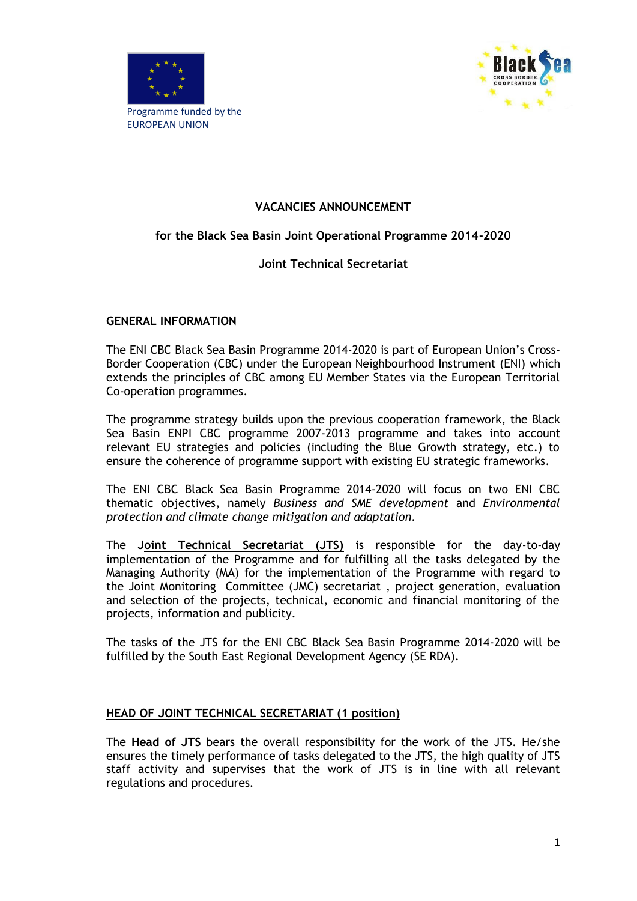Programme funded by the EUROPEAN UNION

# VACANCIES ANNOUNCEMENT

## for the Black Sea Basin Joint Operational Programme 2014-2020

## Joint Technical Secretariat

### GENERAL INFORMATION

The ENI CBC Black Sea Basin Programme 2014-2020 is part of European Union's Cross-Border Cooperation (CBC) under the European Neighbourhood Instrument (ENI) which extends the principles of CBC among EU Member States via the European Territorial Co-operation programmes.

The programme strategy builds upon the previous cooperation framework, the Black Sea Basin ENPI CBC programme 2007-2013 programme and takes into account relevant EU strategies and policies (including the Blue Growth strategy, etc.) to ensure the coherence of programme support with existing EU strategic frameworks.

The ENI CBC Black Sea Basin Programme 2014-2020 will focus on two ENI CBC thematic objectives, namely *Business and SME development* and *Environmental protection and climate change mitigation and adaptation*.

The **Joint Technical Secretariat (JTS)** is responsible for the day-to-day implementation of the Programme and for fulfilling all the tasks delegated by the Managing Authority (MA) for the implementation of the Programme with regard to the Joint Monitoring Committee (JMC) secretariat , project generation, evaluation and selection of the projects, technical, economic and financial monitoring of the projects, information and publicity.

The tasks of the JTS for the ENI CBC Black Sea Basin Programme 2014-2020 will be fulfilled by the South East Regional Development Agency (SE RDA).

### HEAD OF JOINT TECHNICAL SECRETARIAT (1 position)

The **Head of JTS** bears the overall responsibility for the work of the JTS. He/she ensures the timely performance of tasks delegated to the JTS, the high quality of JTS staff activity and supervises that the work of JTS is in line with all relevant regulations and procedures.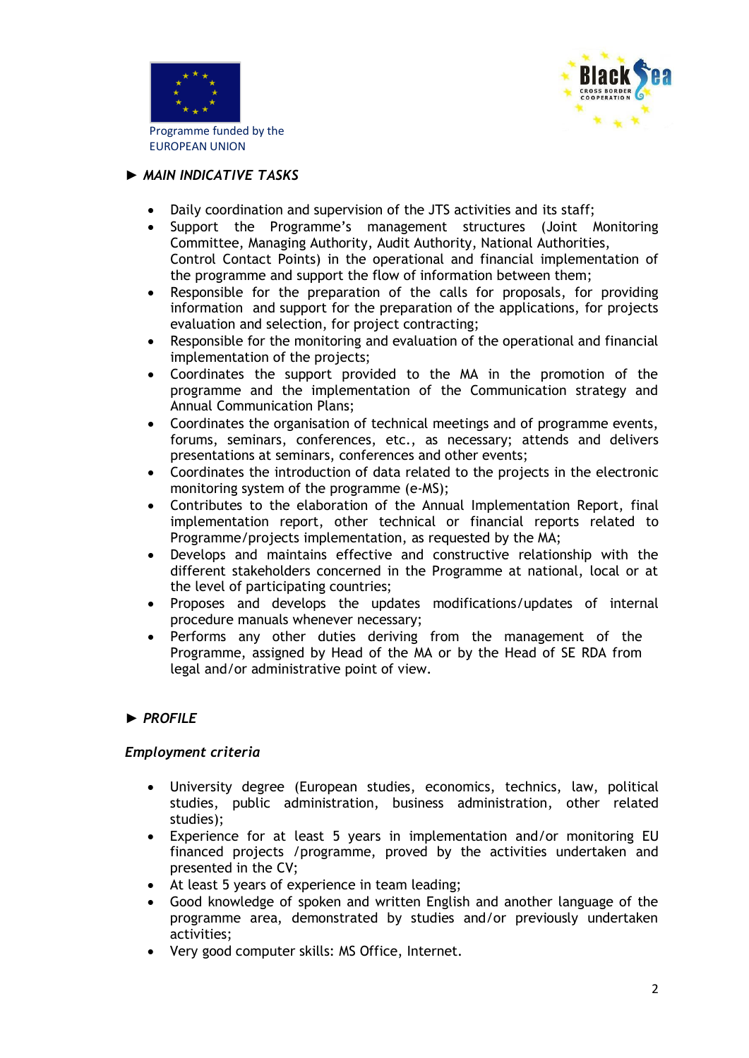### ► *MAIN INDICATIVE TASKS*

- Daily coordination and supervision of the JTS activities and its staff;
- Support the Programme's management structures (Joint Monitoring Committee, Managing Authority, Audit Authority, National Authorities, Control Contact Points) in the operational and financial implementation of the programme and support the flow of information between them;
- Responsible for the preparation of the calls for proposals, for providing information and support for the preparation of the applications, for projects evaluation and selection, for project contracting;
- Responsible for the monitoring and evaluation of the operational and financial implementation of the projects;
- Coordinates the support provided to the MA in the promotion of the programme and the implementation of the Communication strategy and Annual Communication Plans;
- Coordinates the organisation of technical meetings and of programme events, forums, seminars, conferences, etc., as necessary; attends and delivers presentations at seminars, conferences and other events;
- Coordinates the introduction of data related to the projects in the electronic monitoring system of the programme (e-MS);
- Contributes to the elaboration of the Annual Implementation Report, final implementation report, other technical or financial reports related to Programme/projects implementation, as requested by the MA;
- Develops and maintains effective and constructive relationship with the different stakeholders concerned in the Programme at national, local or at the level of participating countries;
- Proposes and develops the updates modifications/updates of internal procedure manuals whenever necessary;
- Performs any other duties deriving from the management of the Programme, assigned by Head of the MA or by the Head of SE RDA from legal and/or administrative point of view.

### ► *PROFILE*

#### *Employment criteria*

- University degree (European studies, economics, technics, law, political studies, public administration, business administration, other related studies);
- Experience for at least 5 years in implementation and/or monitoring EU financed projects /programme, proved by the activities undertaken and presented in the CV;
- At least 5 years of experience in team leading;
- Good knowledge of spoken and written English and another language of the programme area, demonstrated by studies and/or previously undertaken activities;
- Very good computer skills: MS Office, Internet.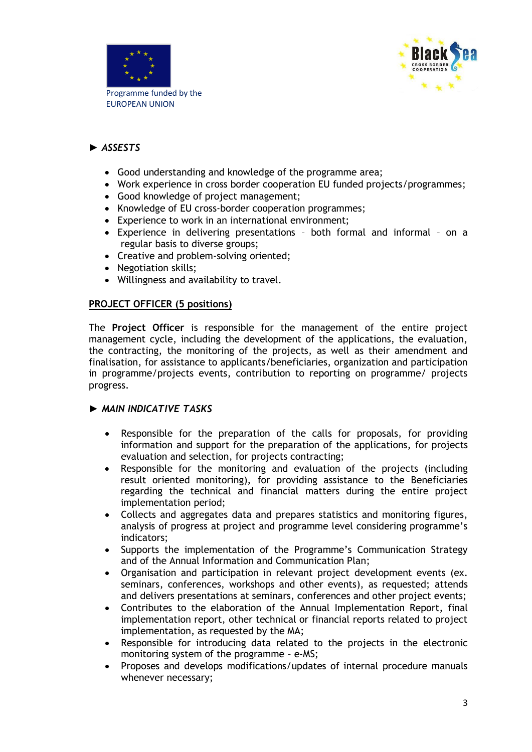► *ASSESTS*

- Good understanding and knowledge of the programme area;
- Work experience in cross border cooperation EU funded projects/programmes;
- Good knowledge of project management;
- Knowledge of EU cross-border cooperation programmes;
- Experience to work in an international environment;
- Experience in delivering presentations – both formal and informal – on a regular basis to diverse groups;
- Creative and problem-solving oriented;
- Negotiation skills;
- Willingness and availability to travel.

**PROJECT OFFICER (5 positions)**

The **Project Officer** is responsible for the management of the entire project management cycle, including the development of the applications, the evaluation, the contracting, the monitoring of the projects, as well as their amendment and finalisation, for assistance to applicants/beneficiaries, organization and participation in programme/projects events, contribution to reporting on programme/ projects progress.

► *MAIN INDICATIVE TASKS*

- Responsible for the preparation of the calls for proposals, for providing information and support for the preparation of the applications, for projects evaluation and selection, for projects contracting;
- Responsible for the monitoring and evaluation of the projects (including result oriented monitoring), for providing assistance to the Beneficiaries regarding the technical and financial matters during the entire project implementation period;
- Collects and aggregates data and prepares statistics and monitoring figures, analysis of progress at project and programme level considering programme's indicators;
- Supports the implementation of the Programme's Communication Strategy and of the Annual Information and Communication Plan;
- Organisation and participation in relevant project development events (ex. seminars, conferences, workshops and other events), as requested; attends and delivers presentations at seminars, conferences and other project events;
- Contributes to the elaboration of the Annual Implementation Report, final implementation report, other technical or financial reports related to project implementation, as requested by the MA;
- Responsible for introducing data related to the projects in the electronic monitoring system of the programme – e-MS;
- Proposes and develops modifications/updates of internal procedure manuals whenever necessary;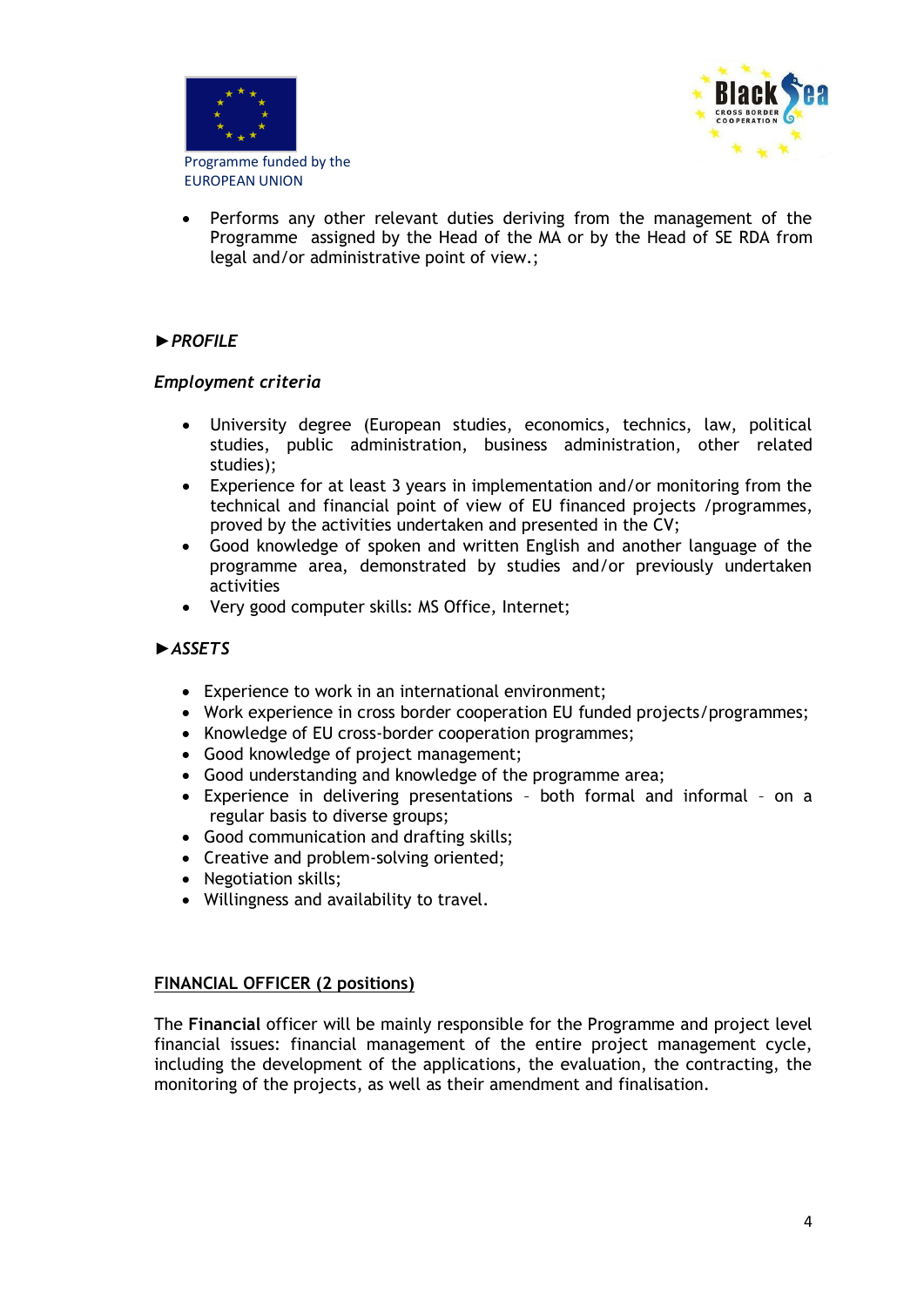- Performs any other relevant duties deriving from the management of the Programme assigned by the Head of the MA or by the Head of SE RDA from legal and/or administrative point of view.;

►*PROFILE*

***Employment criteria***

- University degree (European studies, economics, technics, law, political studies, public administration, business administration, other related studies);
- Experience for at least 3 years in implementation and/or monitoring from the technical and financial point of view of EU financed projects /programmes, proved by the activities undertaken and presented in the CV;
- Good knowledge of spoken and written English and another language of the programme area, demonstrated by studies and/or previously undertaken activities
- Very good computer skills: MS Office, Internet;

►*ASSETS*

- Experience to work in an international environment;
- Work experience in cross border cooperation EU funded projects/programmes;
- Knowledge of EU cross-border cooperation programmes;
- Good knowledge of project management;
- Good understanding and knowledge of the programme area;
- Experience in delivering presentations – both formal and informal – on a regular basis to diverse groups;
- Good communication and drafting skills;
- Creative and problem-solving oriented;
- Negotiation skills;
- Willingness and availability to travel.

## FINANCIAL OFFICER (2 positions)

The **Financial** officer will be mainly responsible for the Programme and project level financial issues: financial management of the entire project management cycle, including the development of the applications, the evaluation, the contracting, the monitoring of the projects, as well as their amendment and finalisation.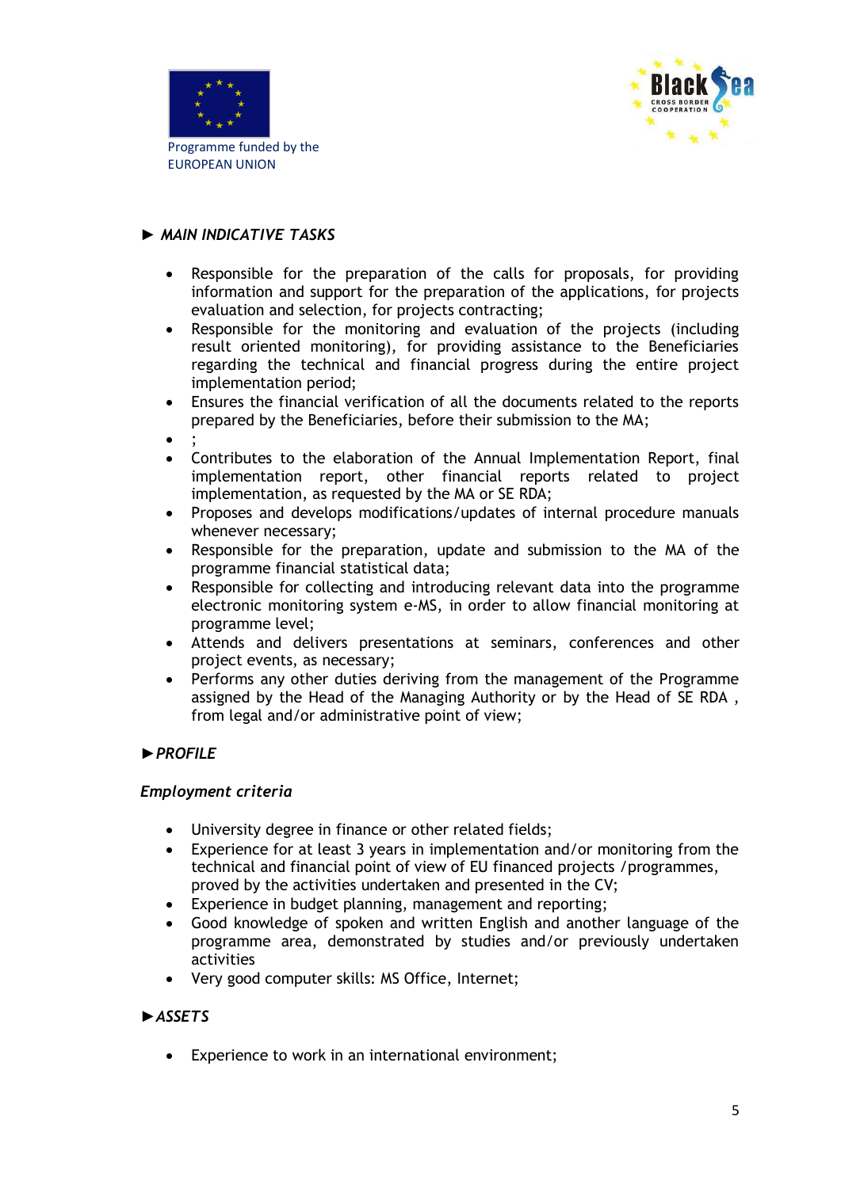Programme funded by the EUROPEAN UNION

► ***MAIN INDICATIVE TASKS***

- Responsible for the preparation of the calls for proposals, for providing information and support for the preparation of the applications, for projects evaluation and selection, for projects contracting;
- Responsible for the monitoring and evaluation of the projects (including result oriented monitoring), for providing assistance to the Beneficiaries regarding the technical and financial progress during the entire project implementation period;
- Ensures the financial verification of all the documents related to the reports prepared by the Beneficiaries, before their submission to the MA;
- ;
- Contributes to the elaboration of the Annual Implementation Report, final implementation report, other financial reports related to project implementation, as requested by the MA or SE RDA;
- Proposes and develops modifications/updates of internal procedure manuals whenever necessary;
- Responsible for the preparation, update and submission to the MA of the programme financial statistical data;
- Responsible for collecting and introducing relevant data into the programme electronic monitoring system e-MS, in order to allow financial monitoring at programme level;
- Attends and delivers presentations at seminars, conferences and other project events, as necessary;
- Performs any other duties deriving from the management of the Programme assigned by the Head of the Managing Authority or by the Head of SE RDA , from legal and/or administrative point of view;

►***PROFILE***

***Employment criteria***

- University degree in finance or other related fields;
- Experience for at least 3 years in implementation and/or monitoring from the technical and financial point of view of EU financed projects /programmes, proved by the activities undertaken and presented in the CV;
- Experience in budget planning, management and reporting;
- Good knowledge of spoken and written English and another language of the programme area, demonstrated by studies and/or previously undertaken activities
- Very good computer skills: MS Office, Internet;

►***ASSETS***

- Experience to work in an international environment;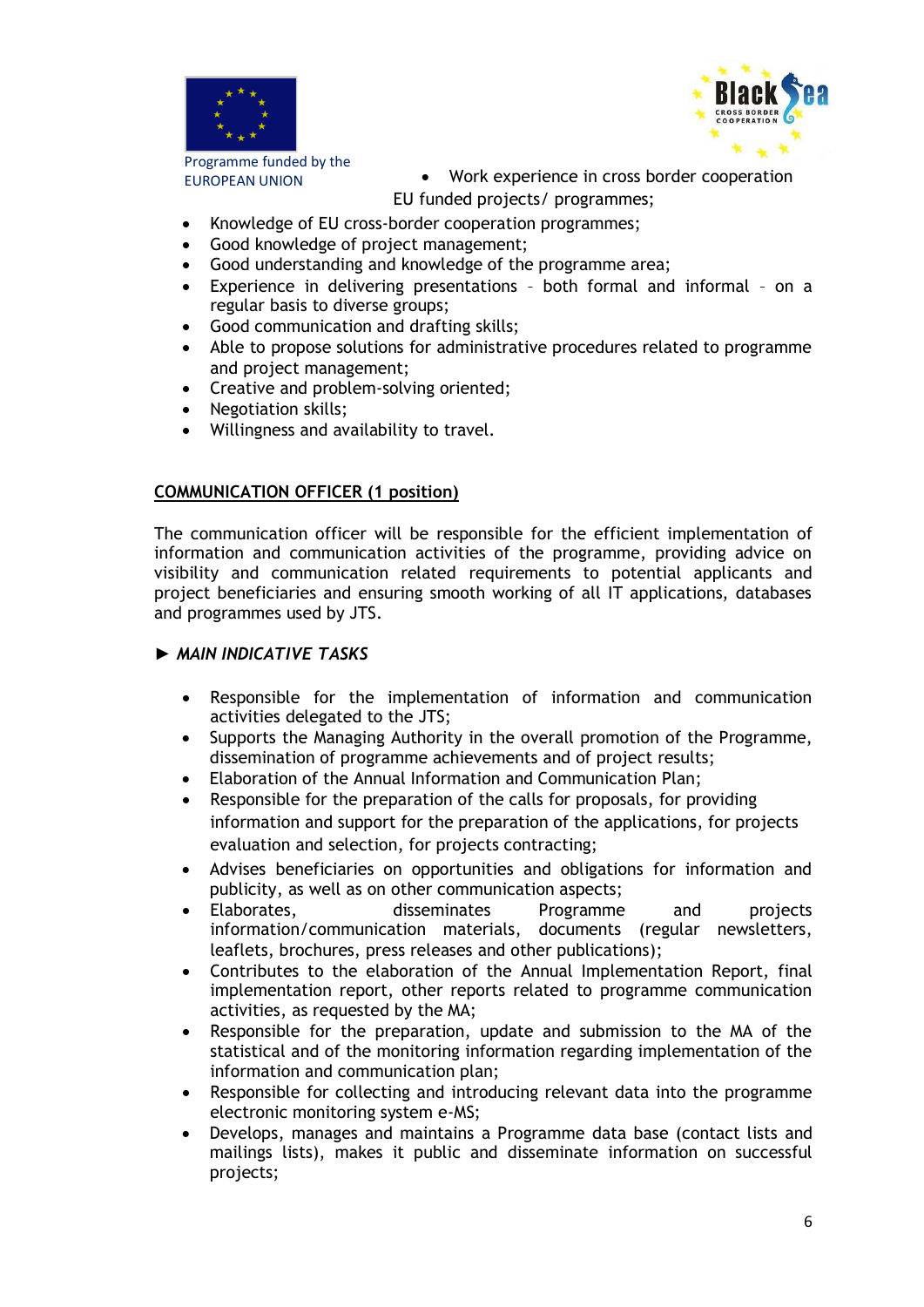- Work experience in cross border cooperation EU funded projects/ programmes;
- Knowledge of EU cross-border cooperation programmes;
- Good knowledge of project management;
- Good understanding and knowledge of the programme area;
- Experience in delivering presentations – both formal and informal – on a regular basis to diverse groups;
- Good communication and drafting skills;
- Able to propose solutions for administrative procedures related to programme and project management;
- Creative and problem-solving oriented;
- Negotiation skills;
- Willingness and availability to travel.

## COMMUNICATION OFFICER (1 position)

The communication officer will be responsible for the efficient implementation of information and communication activities of the programme, providing advice on visibility and communication related requirements to potential applicants and project beneficiaries and ensuring smooth working of all IT applications, databases and programmes used by JTS.

### ► *MAIN INDICATIVE TASKS*

- Responsible for the implementation of information and communication activities delegated to the JTS;
- Supports the Managing Authority in the overall promotion of the Programme, dissemination of programme achievements and of project results;
- Elaboration of the Annual Information and Communication Plan;
- Responsible for the preparation of the calls for proposals, for providing information and support for the preparation of the applications, for projects evaluation and selection, for projects contracting;
- Advises beneficiaries on opportunities and obligations for information and publicity, as well as on other communication aspects;
- Elaborates, disseminates Programme and projects information/communication materials, documents (regular newsletters, leaflets, brochures, press releases and other publications);
- Contributes to the elaboration of the Annual Implementation Report, final implementation report, other reports related to programme communication activities, as requested by the MA;
- Responsible for the preparation, update and submission to the MA of the statistical and of the monitoring information regarding implementation of the information and communication plan;
- Responsible for collecting and introducing relevant data into the programme electronic monitoring system e-MS;
- Develops, manages and maintains a Programme data base (contact lists and mailings lists), makes it public and disseminate information on successful projects;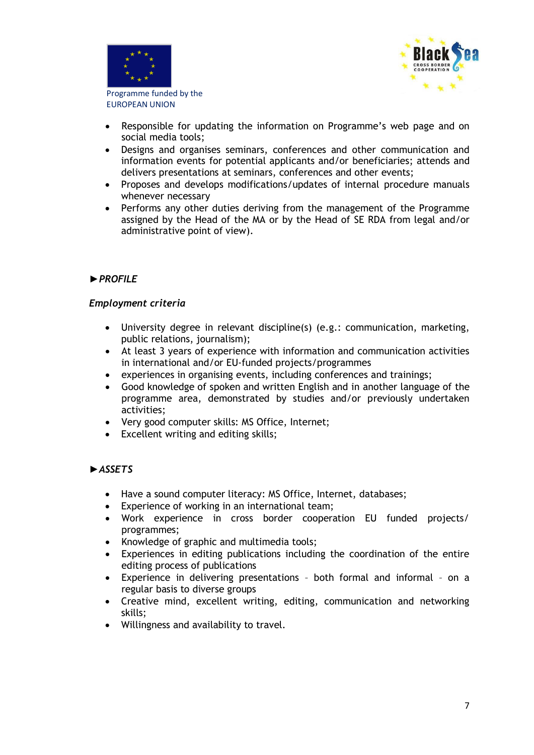- Responsible for updating the information on Programme's web page and on social media tools;
- Designs and organises seminars, conferences and other communication and information events for potential applicants and/or beneficiaries; attends and delivers presentations at seminars, conferences and other events;
- Proposes and develops modifications/updates of internal procedure manuals whenever necessary
- Performs any other duties deriving from the management of the Programme assigned by the Head of the MA or by the Head of SE RDA from legal and/or administrative point of view).

### ►*PROFILE*

***Employment criteria***

- University degree in relevant discipline(s) (e.g.: communication, marketing, public relations, journalism);
- At least 3 years of experience with information and communication activities in international and/or EU-funded projects/programmes
- experiences in organising events, including conferences and trainings;
- Good knowledge of spoken and written English and in another language of the programme area, demonstrated by studies and/or previously undertaken activities;
- Very good computer skills: MS Office, Internet;
- Excellent writing and editing skills;

### ►*ASSETS*

- Have a sound computer literacy: MS Office, Internet, databases;
- Experience of working in an international team;
- Work experience in cross border cooperation EU funded projects/ programmes;
- Knowledge of graphic and multimedia tools;
- Experiences in editing publications including the coordination of the entire editing process of publications
- Experience in delivering presentations – both formal and informal – on a regular basis to diverse groups
- Creative mind, excellent writing, editing, communication and networking skills;
- Willingness and availability to travel.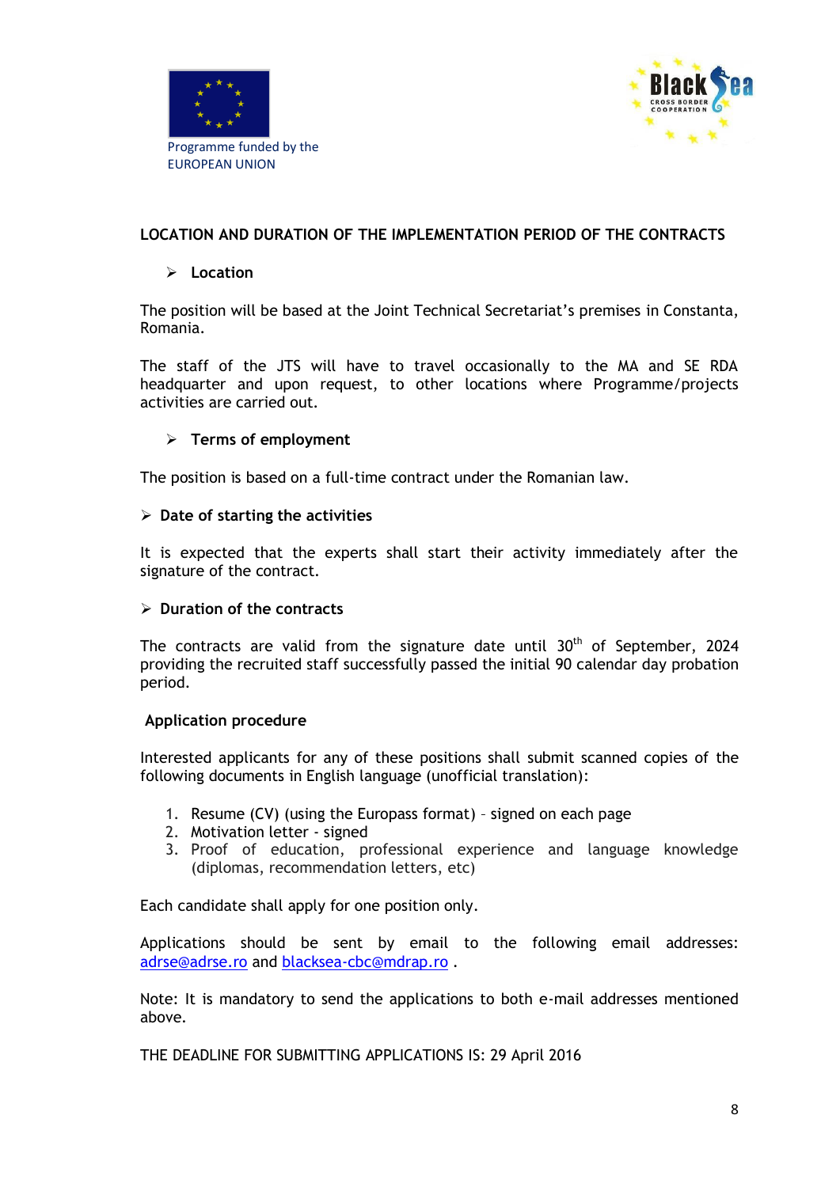## LOCATION AND DURATION OF THE IMPLEMENTATION PERIOD OF THE CONTRACTS

- **Location**

The position will be based at the Joint Technical Secretariat's premises in Constanta, Romania.

The staff of the JTS will have to travel occasionally to the MA and SE RDA headquarter and upon request, to other locations where Programme/projects activities are carried out.

- **Terms of employment**

The position is based on a full-time contract under the Romanian law.

- **Date of starting the activities**

It is expected that the experts shall start their activity immediately after the signature of the contract.

- **Duration of the contracts**

The contracts are valid from the signature date until 30th of September, 2024 providing the recruited staff successfully passed the initial 90 calendar day probation period.

**Application procedure**

Interested applicants for any of these positions shall submit scanned copies of the following documents in English language (unofficial translation):

1. Resume (CV) (using the Europass format) – signed on each page
2. Motivation letter - signed
3. Proof of education, professional experience and language knowledge (diplomas, recommendation letters, etc)

Each candidate shall apply for one position only.

Applications should be sent by email to the following email addresses: adrse@adrse.ro and blacksea-cbc@mdrap.ro .

Note: It is mandatory to send the applications to both e-mail addresses mentioned above.

THE DEADLINE FOR SUBMITTING APPLICATIONS IS: 29 April 2016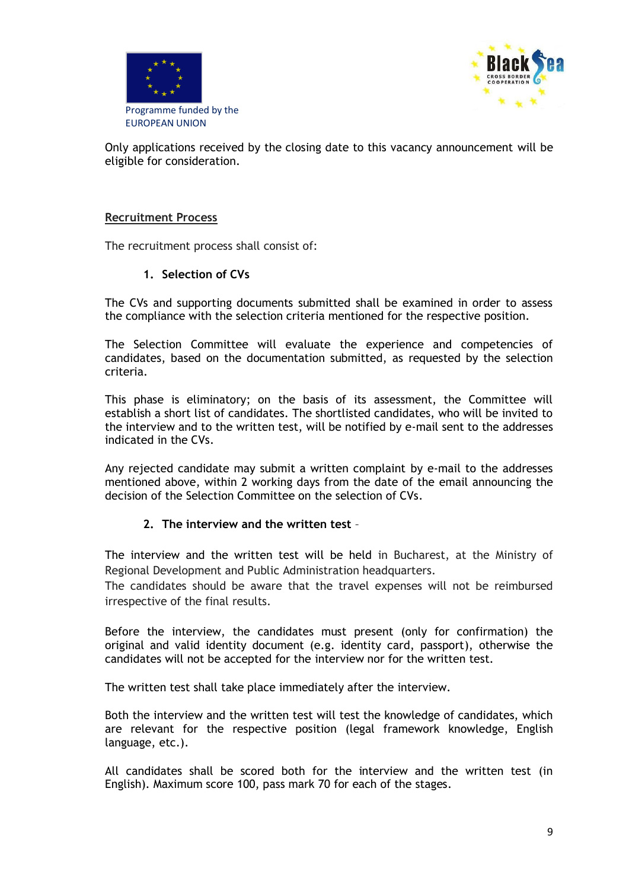Programme funded by the EUROPEAN UNION

Only applications received by the closing date to this vacancy announcement will be eligible for consideration.

## Recruitment Process

The recruitment process shall consist of:

1. **Selection of CVs**

The CVs and supporting documents submitted shall be examined in order to assess the compliance with the selection criteria mentioned for the respective position.

The Selection Committee will evaluate the experience and competencies of candidates, based on the documentation submitted, as requested by the selection criteria.

This phase is eliminatory; on the basis of its assessment, the Committee will establish a short list of candidates. The shortlisted candidates, who will be invited to the interview and to the written test, will be notified by e-mail sent to the addresses indicated in the CVs.

Any rejected candidate may submit a written complaint by e-mail to the addresses mentioned above, within 2 working days from the date of the email announcing the decision of the Selection Committee on the selection of CVs.

2. **The interview and the written test** –

The interview and the written test will be held in Bucharest, at the Ministry of Regional Development and Public Administration headquarters.
The candidates should be aware that the travel expenses will not be reimbursed irrespective of the final results.

Before the interview, the candidates must present (only for confirmation) the original and valid identity document (e.g. identity card, passport), otherwise the candidates will not be accepted for the interview nor for the written test.

The written test shall take place immediately after the interview.

Both the interview and the written test will test the knowledge of candidates, which are relevant for the respective position (legal framework knowledge, English language, etc.).

All candidates shall be scored both for the interview and the written test (in English). Maximum score 100, pass mark 70 for each of the stages.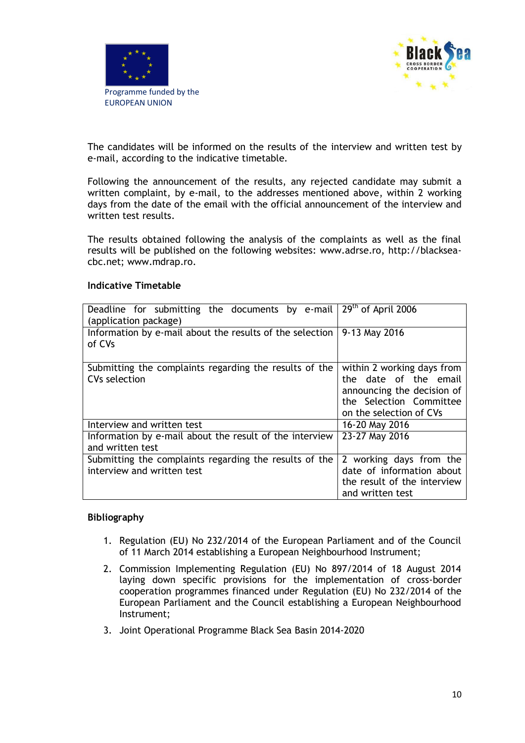Programme funded by the EUROPEAN UNION

The candidates will be informed on the results of the interview and written test by e-mail, according to the indicative timetable.

Following the announcement of the results, any rejected candidate may submit a written complaint, by e-mail, to the addresses mentioned above, within 2 working days from the date of the email with the official announcement of the interview and written test results.

The results obtained following the analysis of the complaints as well as the final results will be published on the following websites: www.adrse.ro, http://blacksea-cbc.net; www.mdrap.ro.

**Indicative Timetable**

| | |
|---|---|
| Deadline for submitting the documents by e-mail (application package) | 29th of April 2006 |
| Information by e-mail about the results of the selection of CVs | 9-13 May 2016 |
| Submitting the complaints regarding the results of the CVs selection | within 2 working days from the date of the email announcing the decision of the Selection Committee on the selection of CVs |
| Interview and written test | 16-20 May 2016 |
| Information by e-mail about the result of the interview and written test | 23-27 May 2016 |
| Submitting the complaints regarding the results of the interview and written test | 2 working days from the date of information about the result of the interview and written test |

**Bibliography**

1. Regulation (EU) No 232/2014 of the European Parliament and of the Council of 11 March 2014 establishing a European Neighbourhood Instrument;
2. Commission Implementing Regulation (EU) No 897/2014 of 18 August 2014 laying down specific provisions for the implementation of cross-border cooperation programmes financed under Regulation (EU) No 232/2014 of the European Parliament and the Council establishing a European Neighbourhood Instrument;
3. Joint Operational Programme Black Sea Basin 2014-2020